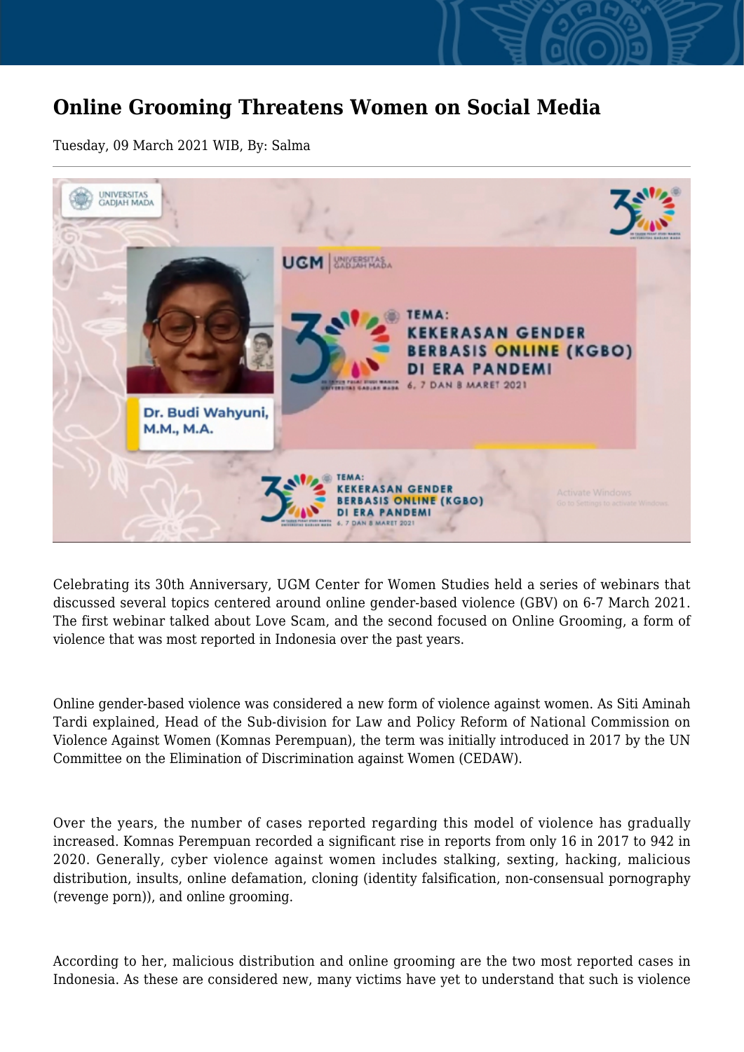# Online Grooming Threatens Women on Social Media

Tuesday, 09 March 2021 WIB, By: Salma

Celebrating its 30th Anniversary, UGM Center for Women Studies held a series of webinars that discussed several topics centered around online gender-based violence (GBV) on 6-7 March 2021. The first webinar talked about Love Scam, and the second focused on Online Grooming, a form of violence that was most reported in Indonesia over the past years.

Online gender-based violence was considered a new form of violence against women. As Siti Aminah Tardi explained, Head of the Sub-division for Law and Policy Reform of National Commission on Violence Against Women (Komnas Perempuan), the term was initially introduced in 2017 by the UN Committee on the Elimination of Discrimination against Women (CEDAW).

Over the years, the number of cases reported regarding this model of violence has gradually increased. Komnas Perempuan recorded a significant rise in reports from only 16 in 2017 to 942 in 2020. Generally, cyber violence against women includes stalking, sexting, hacking, malicious distribution, insults, online defamation, cloning (identity falsification, non-consensual pornography (revenge porn)), and online grooming.

According to her, malicious distribution and online grooming are the two most reported cases in Indonesia. As these are considered new, many victims have yet to understand that such is violence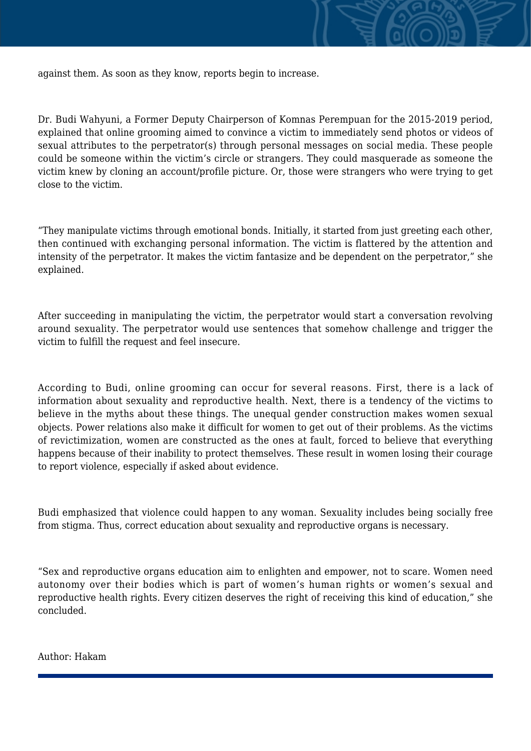against them. As soon as they know, reports begin to increase.

Dr. Budi Wahyuni, a Former Deputy Chairperson of Komnas Perempuan for the 2015-2019 period, explained that online grooming aimed to convince a victim to immediately send photos or videos of sexual attributes to the perpetrator(s) through personal messages on social media. These people could be someone within the victim's circle or strangers. They could masquerade as someone the victim knew by cloning an account/profile picture. Or, those were strangers who were trying to get close to the victim.

"They manipulate victims through emotional bonds. Initially, it started from just greeting each other, then continued with exchanging personal information. The victim is flattered by the attention and intensity of the perpetrator. It makes the victim fantasize and be dependent on the perpetrator," she explained.

After succeeding in manipulating the victim, the perpetrator would start a conversation revolving around sexuality. The perpetrator would use sentences that somehow challenge and trigger the victim to fulfill the request and feel insecure.

According to Budi, online grooming can occur for several reasons. First, there is a lack of information about sexuality and reproductive health. Next, there is a tendency of the victims to believe in the myths about these things. The unequal gender construction makes women sexual objects. Power relations also make it difficult for women to get out of their problems. As the victims of revictimization, women are constructed as the ones at fault, forced to believe that everything happens because of their inability to protect themselves. These result in women losing their courage to report violence, especially if asked about evidence.

Budi emphasized that violence could happen to any woman. Sexuality includes being socially free from stigma. Thus, correct education about sexuality and reproductive organs is necessary.

"Sex and reproductive organs education aim to enlighten and empower, not to scare. Women need autonomy over their bodies which is part of women's human rights or women's sexual and reproductive health rights. Every citizen deserves the right of receiving this kind of education," she concluded.

Author: Hakam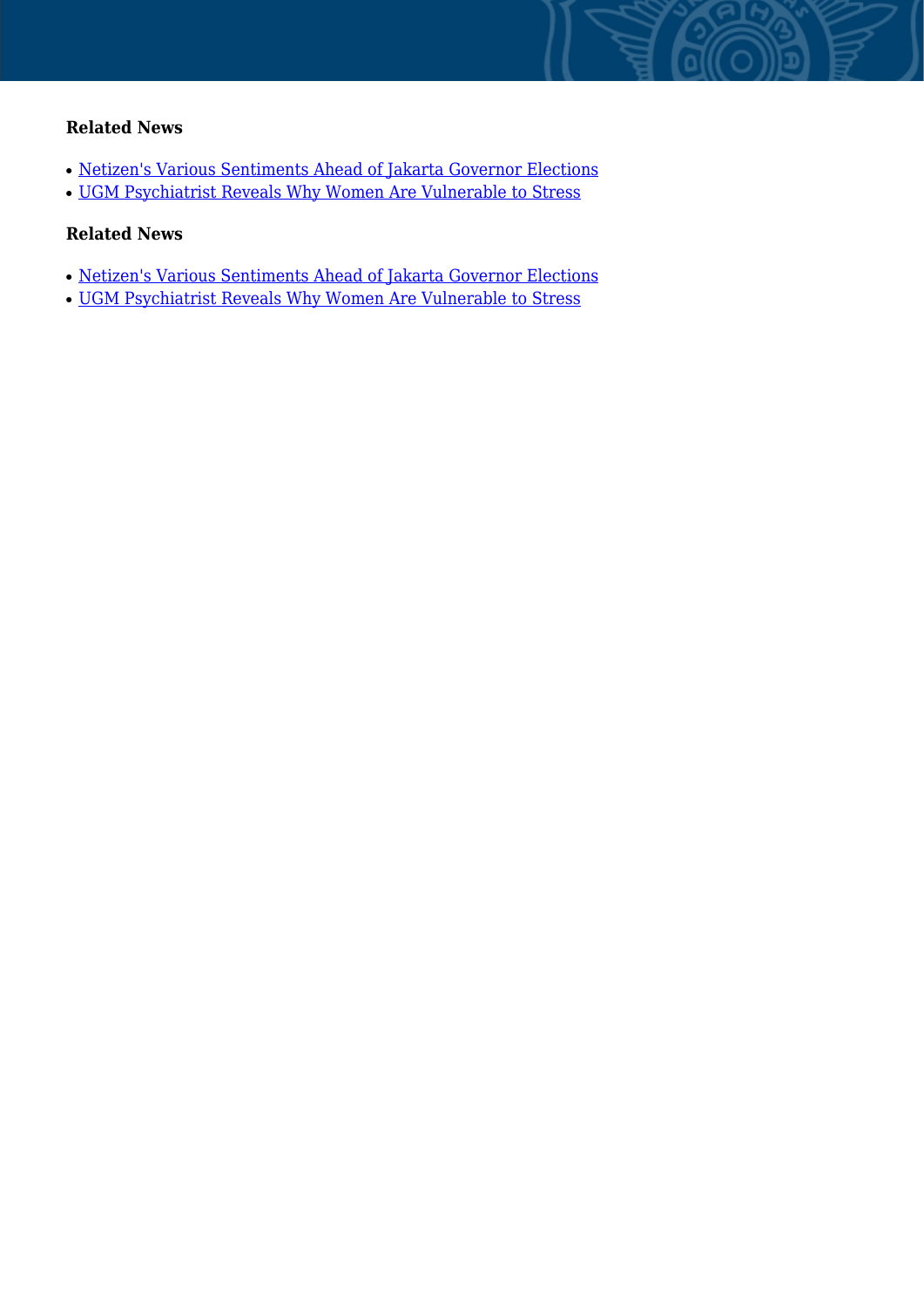### Related News

- [Netizen's Various Sentiments Ahead of Jakarta Governor Elections]
- [UGM Psychiatrist Reveals Why Women Are Vulnerable to Stress]

### Related News

- [Netizen's Various Sentiments Ahead of Jakarta Governor Elections]
- [UGM Psychiatrist Reveals Why Women Are Vulnerable to Stress]